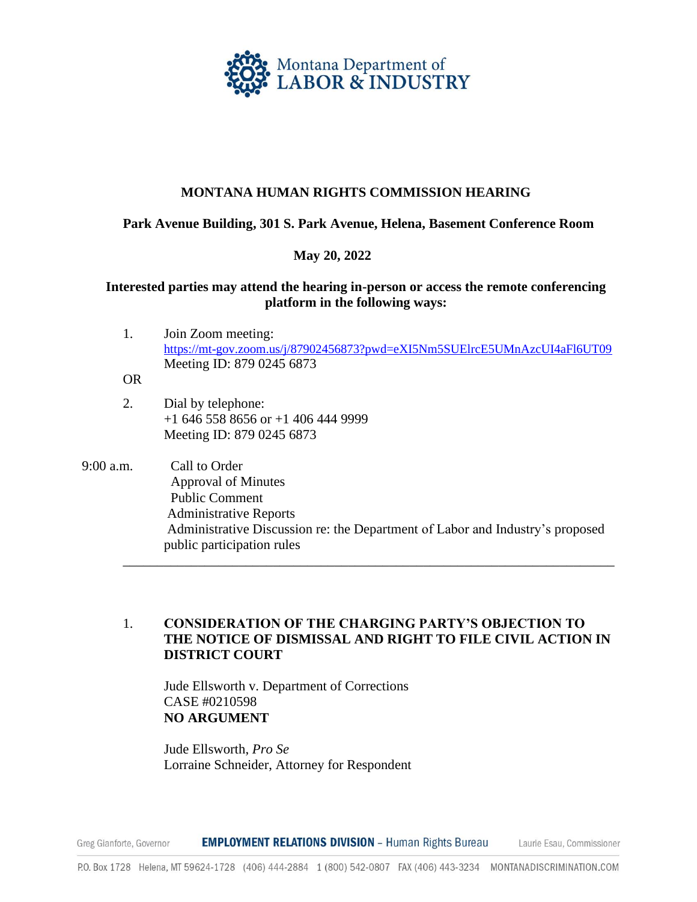Montana Department of LABOR & INDUSTRY

**MONTANA HUMAN RIGHTS COMMISSION HEARING**

**Park Avenue Building, 301 S. Park Avenue, Helena, Basement Conference Room**

**May 20, 2022**

**Interested parties may attend the hearing in-person or access the remote conferencing platform in the following ways:**

1. Join Zoom meeting:
   https://mt-gov.zoom.us/j/87902456873?pwd=eXI5Nm5SUElrcE5UMnAzcUI4aFl6UT09
   Meeting ID: 879 0245 6873

OR

2. Dial by telephone:
   +1 646 558 8656 or +1 406 444 9999
   Meeting ID: 879 0245 6873

9:00 a.m.
- Call to Order
- Approval of Minutes
- Public Comment
- Administrative Reports
- Administrative Discussion re: the Department of Labor and Industry's proposed public participation rules

---

1. **CONSIDERATION OF THE CHARGING PARTY'S OBJECTION TO THE NOTICE OF DISMISSAL AND RIGHT TO FILE CIVIL ACTION IN DISTRICT COURT**

   Jude Ellsworth v. Department of Corrections
   CASE #0210598
   **NO ARGUMENT**

   Jude Ellsworth, *Pro Se*
   Lorraine Schneider, Attorney for Respondent

Greg Gianforte, Governor | **EMPLOYMENT RELATIONS DIVISION** – Human Rights Bureau | Laurie Esau, Commissioner

P.O. Box 1728 Helena, MT 59624-1728 (406) 444-2884 1 (800) 542-0807 FAX (406) 443-3234 MONTANADISCRIMINATION.COM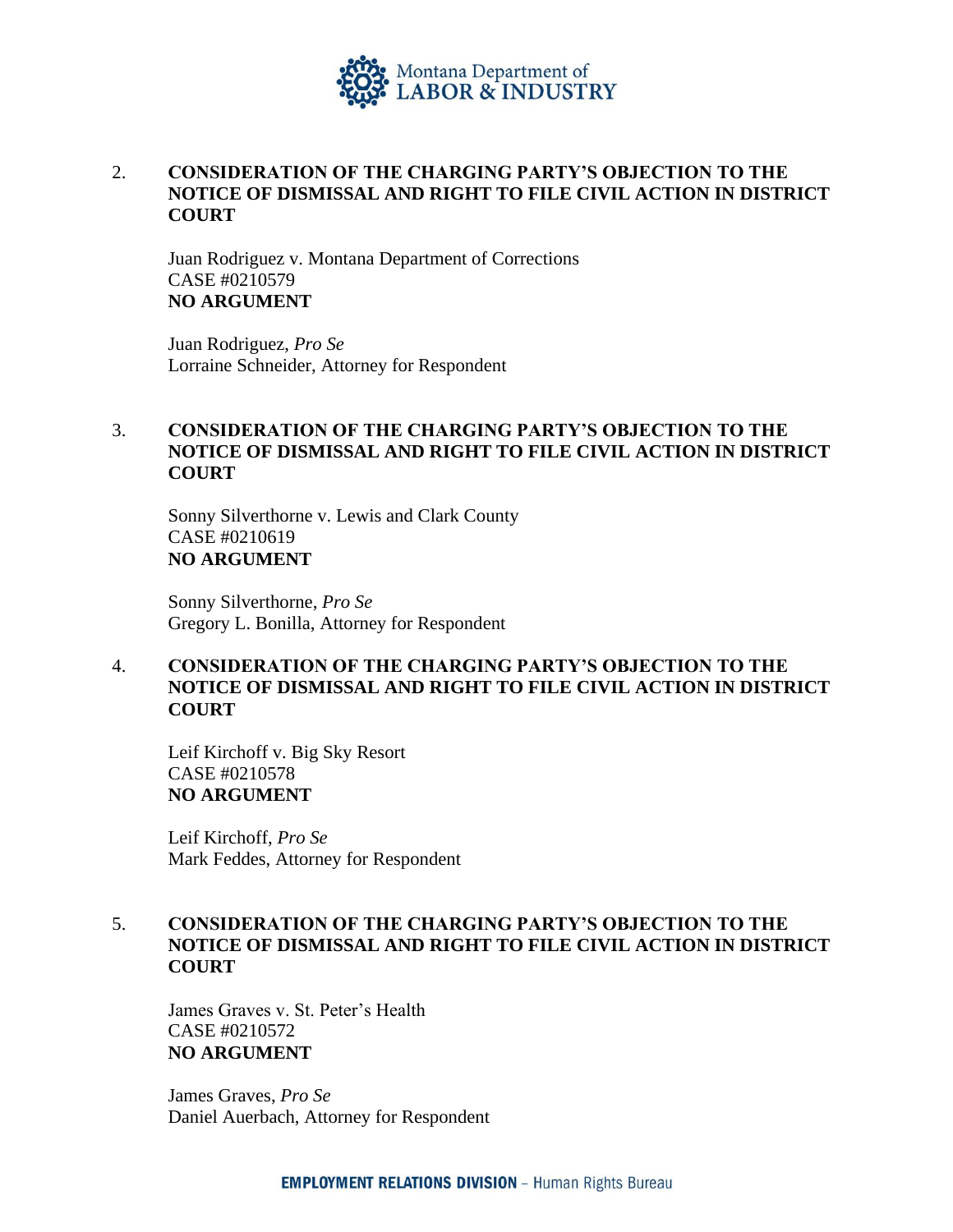2. **CONSIDERATION OF THE CHARGING PARTY'S OBJECTION TO THE NOTICE OF DISMISSAL AND RIGHT TO FILE CIVIL ACTION IN DISTRICT COURT**

   Juan Rodriguez v. Montana Department of Corrections
   CASE #0210579
   **NO ARGUMENT**

   Juan Rodriguez, *Pro Se*
   Lorraine Schneider, Attorney for Respondent

3. **CONSIDERATION OF THE CHARGING PARTY'S OBJECTION TO THE NOTICE OF DISMISSAL AND RIGHT TO FILE CIVIL ACTION IN DISTRICT COURT**

   Sonny Silverthorne v. Lewis and Clark County
   CASE #0210619
   **NO ARGUMENT**

   Sonny Silverthorne, *Pro Se*
   Gregory L. Bonilla, Attorney for Respondent

4. **CONSIDERATION OF THE CHARGING PARTY'S OBJECTION TO THE NOTICE OF DISMISSAL AND RIGHT TO FILE CIVIL ACTION IN DISTRICT COURT**

   Leif Kirchoff v. Big Sky Resort
   CASE #0210578
   **NO ARGUMENT**

   Leif Kirchoff, *Pro Se*
   Mark Feddes, Attorney for Respondent

5. **CONSIDERATION OF THE CHARGING PARTY'S OBJECTION TO THE NOTICE OF DISMISSAL AND RIGHT TO FILE CIVIL ACTION IN DISTRICT COURT**

   James Graves v. St. Peter's Health
   CASE #0210572
   **NO ARGUMENT**

   James Graves, *Pro Se*
   Daniel Auerbach, Attorney for Respondent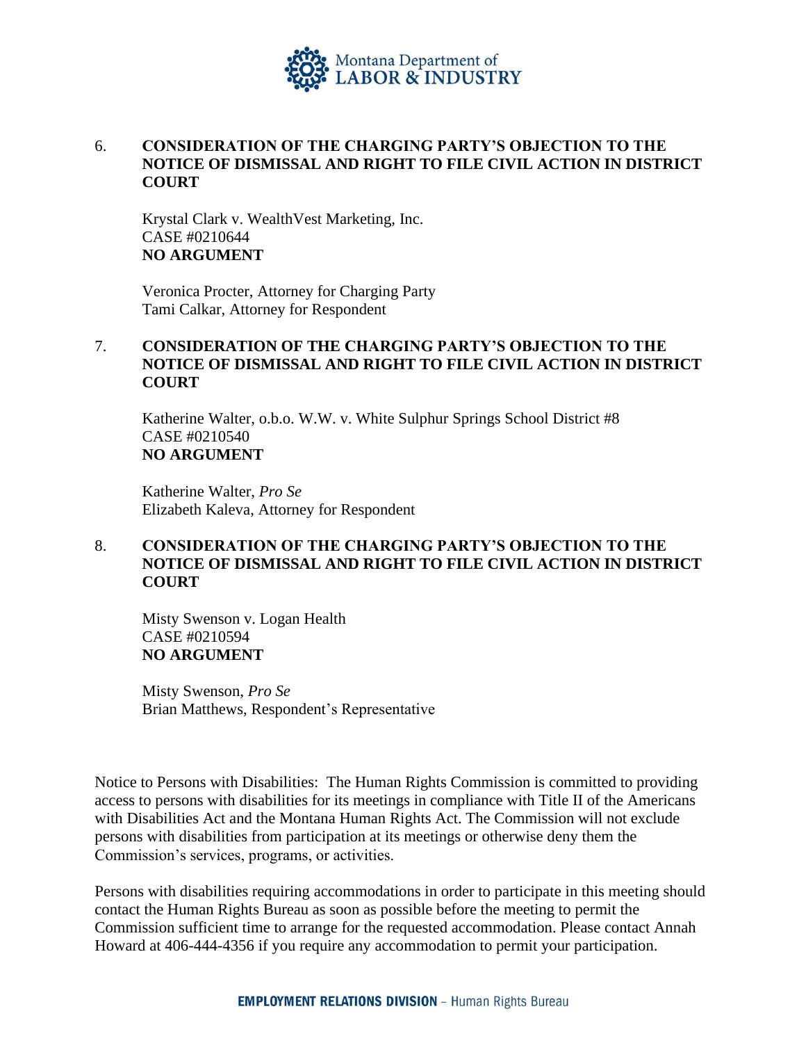6. **CONSIDERATION OF THE CHARGING PARTY'S OBJECTION TO THE NOTICE OF DISMISSAL AND RIGHT TO FILE CIVIL ACTION IN DISTRICT COURT**

   Krystal Clark v. WealthVest Marketing, Inc.
   CASE #0210644
   **NO ARGUMENT**

   Veronica Procter, Attorney for Charging Party
   Tami Calkar, Attorney for Respondent

7. **CONSIDERATION OF THE CHARGING PARTY'S OBJECTION TO THE NOTICE OF DISMISSAL AND RIGHT TO FILE CIVIL ACTION IN DISTRICT COURT**

   Katherine Walter, o.b.o. W.W. v. White Sulphur Springs School District #8
   CASE #0210540
   **NO ARGUMENT**

   Katherine Walter, *Pro Se*
   Elizabeth Kaleva, Attorney for Respondent

8. **CONSIDERATION OF THE CHARGING PARTY'S OBJECTION TO THE NOTICE OF DISMISSAL AND RIGHT TO FILE CIVIL ACTION IN DISTRICT COURT**

   Misty Swenson v. Logan Health
   CASE #0210594
   **NO ARGUMENT**

   Misty Swenson, *Pro Se*
   Brian Matthews, Respondent's Representative

Notice to Persons with Disabilities: The Human Rights Commission is committed to providing access to persons with disabilities for its meetings in compliance with Title II of the Americans with Disabilities Act and the Montana Human Rights Act. The Commission will not exclude persons with disabilities from participation at its meetings or otherwise deny them the Commission's services, programs, or activities.

Persons with disabilities requiring accommodations in order to participate in this meeting should contact the Human Rights Bureau as soon as possible before the meeting to permit the Commission sufficient time to arrange for the requested accommodation. Please contact Annah Howard at 406-444-4356 if you require any accommodation to permit your participation.